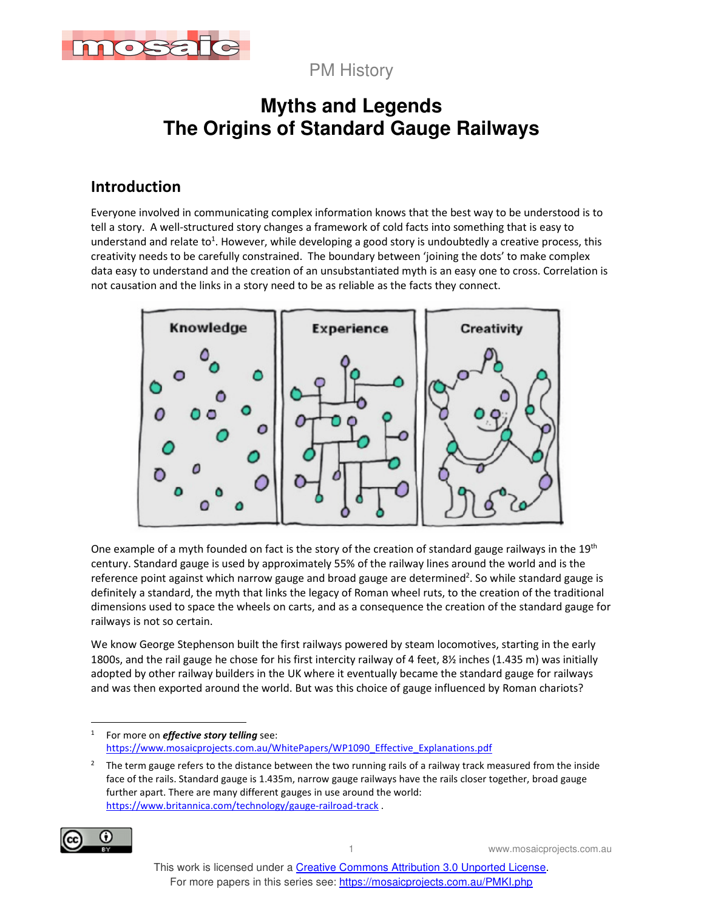PM History

# Myths and Legends
# The Origins of Standard Gauge Railways

## Introduction

Everyone involved in communicating complex information knows that the best way to be understood is to tell a story. A well-structured story changes a framework of cold facts into something that is easy to understand and relate to[1]. However, while developing a good story is undoubtedly a creative process, this creativity needs to be carefully constrained. The boundary between 'joining the dots' to make complex data easy to understand and the creation of an unsubstantiated myth is an easy one to cross. Correlation is not causation and the links in a story need to be as reliable as the facts they connect.

One example of a myth founded on fact is the story of the creation of standard gauge railways in the 19th century. Standard gauge is used by approximately 55% of the railway lines around the world and is the reference point against which narrow gauge and broad gauge are determined[2]. So while standard gauge is definitely a standard, the myth that links the legacy of Roman wheel ruts, to the creation of the traditional dimensions used to space the wheels on carts, and as a consequence the creation of the standard gauge for railways is not so certain.

We know George Stephenson built the first railways powered by steam locomotives, starting in the early 1800s, and the rail gauge he chose for his first intercity railway of 4 feet, 8½ inches (1.435 m) was initially adopted by other railway builders in the UK where it eventually became the standard gauge for railways and was then exported around the world. But was this choice of gauge influenced by Roman chariots?

---

[1] For more on ***effective story telling*** see: https://www.mosaicprojects.com.au/WhitePapers/WP1090_Effective_Explanations.pdf

[2] The term gauge refers to the distance between the two running rails of a railway track measured from the inside face of the rails. Standard gauge is 1.435m, narrow gauge railways have the rails closer together, broad gauge further apart. There are many different gauges in use around the world: https://www.britannica.com/technology/gauge-railroad-track .

This work is licensed under a Creative Commons Attribution 3.0 Unported License.
For more papers in this series see: https://mosaicprojects.com.au/PMKI.php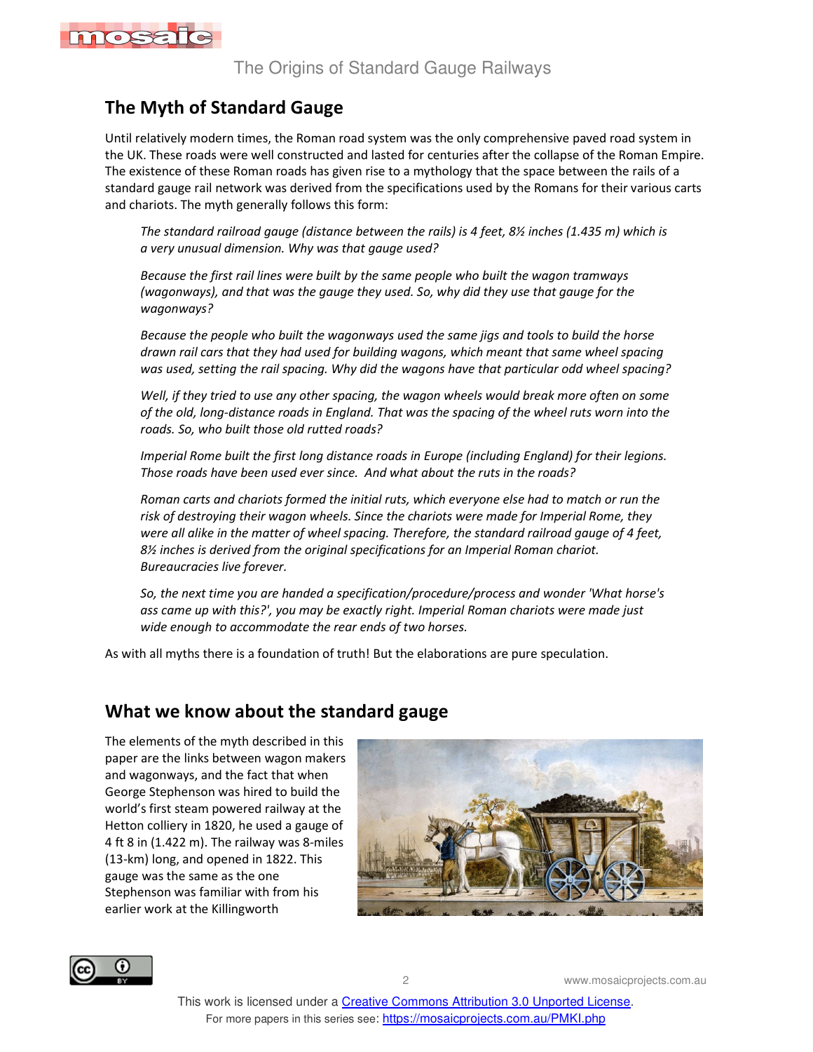## The Myth of Standard Gauge

Until relatively modern times, the Roman road system was the only comprehensive paved road system in the UK. These roads were well constructed and lasted for centuries after the collapse of the Roman Empire. The existence of these Roman roads has given rise to a mythology that the space between the rails of a standard gauge rail network was derived from the specifications used by the Romans for their various carts and chariots. The myth generally follows this form:

> *The standard railroad gauge (distance between the rails) is 4 feet, 8½ inches (1.435 m) which is a very unusual dimension. Why was that gauge used?*
>
> *Because the first rail lines were built by the same people who built the wagon tramways (wagonways), and that was the gauge they used. So, why did they use that gauge for the wagonways?*
>
> *Because the people who built the wagonways used the same jigs and tools to build the horse drawn rail cars that they had used for building wagons, which meant that same wheel spacing was used, setting the rail spacing. Why did the wagons have that particular odd wheel spacing?*
>
> *Well, if they tried to use any other spacing, the wagon wheels would break more often on some of the old, long-distance roads in England. That was the spacing of the wheel ruts worn into the roads. So, who built those old rutted roads?*
>
> *Imperial Rome built the first long distance roads in Europe (including England) for their legions. Those roads have been used ever since. And what about the ruts in the roads?*
>
> *Roman carts and chariots formed the initial ruts, which everyone else had to match or run the risk of destroying their wagon wheels. Since the chariots were made for Imperial Rome, they were all alike in the matter of wheel spacing. Therefore, the standard railroad gauge of 4 feet, 8½ inches is derived from the original specifications for an Imperial Roman chariot. Bureaucracies live forever.*
>
> *So, the next time you are handed a specification/procedure/process and wonder 'What horse's ass came up with this?', you may be exactly right. Imperial Roman chariots were made just wide enough to accommodate the rear ends of two horses.*

As with all myths there is a foundation of truth! But the elaborations are pure speculation.

## What we know about the standard gauge

The elements of the myth described in this paper are the links between wagon makers and wagonways, and the fact that when George Stephenson was hired to build the world's first steam powered railway at the Hetton colliery in 1820, he used a gauge of 4 ft 8 in (1.422 m). The railway was 8-miles (13-km) long, and opened in 1822. This gauge was the same as the one Stephenson was familiar with from his earlier work at the Killingworth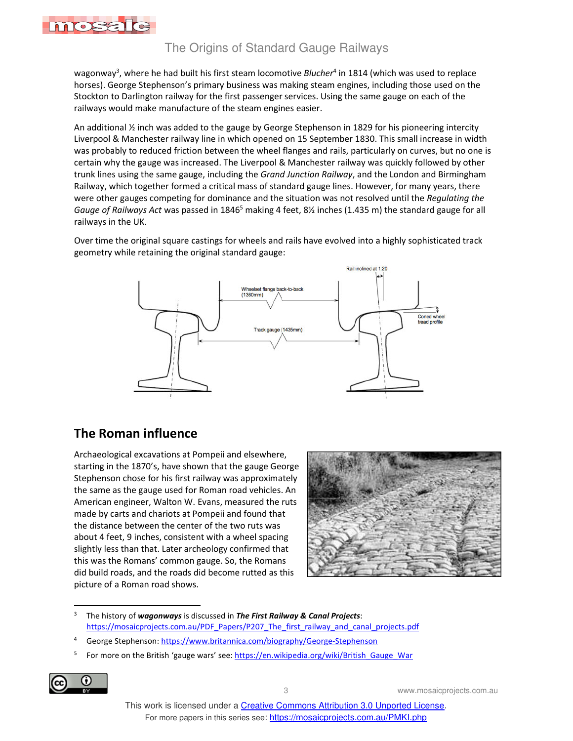wagonway[3], where he had built his first steam locomotive *Blucher*[4] in 1814 (which was used to replace horses). George Stephenson's primary business was making steam engines, including those used on the Stockton to Darlington railway for the first passenger services. Using the same gauge on each of the railways would make manufacture of the steam engines easier.

An additional ½ inch was added to the gauge by George Stephenson in 1829 for his pioneering intercity Liverpool & Manchester railway line in which opened on 15 September 1830. This small increase in width was probably to reduced friction between the wheel flanges and rails, particularly on curves, but no one is certain why the gauge was increased. The Liverpool & Manchester railway was quickly followed by other trunk lines using the same gauge, including the *Grand Junction Railway*, and the London and Birmingham Railway, which together formed a critical mass of standard gauge lines. However, for many years, there were other gauges competing for dominance and the situation was not resolved until the *Regulating the Gauge of Railways Act* was passed in 1846[5] making 4 feet, 8½ inches (1.435 m) the standard gauge for all railways in the UK.

Over time the original square castings for wheels and rails have evolved into a highly sophisticated track geometry while retaining the original standard gauge:

## The Roman influence

Archaeological excavations at Pompeii and elsewhere, starting in the 1870's, have shown that the gauge George Stephenson chose for his first railway was approximately the same as the gauge used for Roman road vehicles. An American engineer, Walton W. Evans, measured the ruts made by carts and chariots at Pompeii and found that the distance between the center of the two ruts was about 4 feet, 9 inches, consistent with a wheel spacing slightly less than that. Later archeology confirmed that this was the Romans' common gauge. So, the Romans did build roads, and the roads did become rutted as this picture of a Roman road shows.

---

[3] The history of ***wagonways*** is discussed in ***The First Railway & Canal Projects***: https://mosaicprojects.com.au/PDF_Papers/P207_The_first_railway_and_canal_projects.pdf

[4] George Stephenson: https://www.britannica.com/biography/George-Stephenson

[5] For more on the British 'gauge wars' see: https://en.wikipedia.org/wiki/British_Gauge_War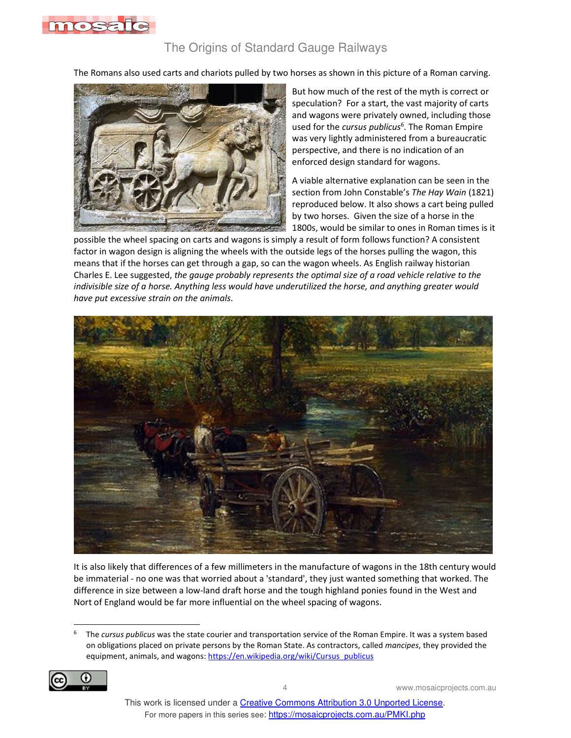The Romans also used carts and chariots pulled by two horses as shown in this picture of a Roman carving.

But how much of the rest of the myth is correct or speculation? For a start, the vast majority of carts and wagons were privately owned, including those used for the *cursus publicus*[6]. The Roman Empire was very lightly administered from a bureaucratic perspective, and there is no indication of an enforced design standard for wagons.

A viable alternative explanation can be seen in the section from John Constable's *The Hay Wain* (1821) reproduced below. It also shows a cart being pulled by two horses. Given the size of a horse in the 1800s, would be similar to ones in Roman times is it possible the wheel spacing on carts and wagons is simply a result of form follows function? A consistent factor in wagon design is aligning the wheels with the outside legs of the horses pulling the wagon, this means that if the horses can get through a gap, so can the wagon wheels. As English railway historian Charles E. Lee suggested, *the gauge probably represents the optimal size of a road vehicle relative to the indivisible size of a horse. Anything less would have underutilized the horse, and anything greater would have put excessive strain on the animals.*

It is also likely that differences of a few millimeters in the manufacture of wagons in the 18th century would be immaterial - no one was that worried about a 'standard', they just wanted something that worked. The difference in size between a low-land draft horse and the tough highland ponies found in the West and Nort of England would be far more influential on the wheel spacing of wagons.

---

[6] The *cursus publicus* was the state courier and transportation service of the Roman Empire. It was a system based on obligations placed on private persons by the Roman State. As contractors, called *mancipes*, they provided the equipment, animals, and wagons: https://en.wikipedia.org/wiki/Cursus_publicus

This work is licensed under a Creative Commons Attribution 3.0 Unported License.
For more papers in this series see: https://mosaicprojects.com.au/PMKI.php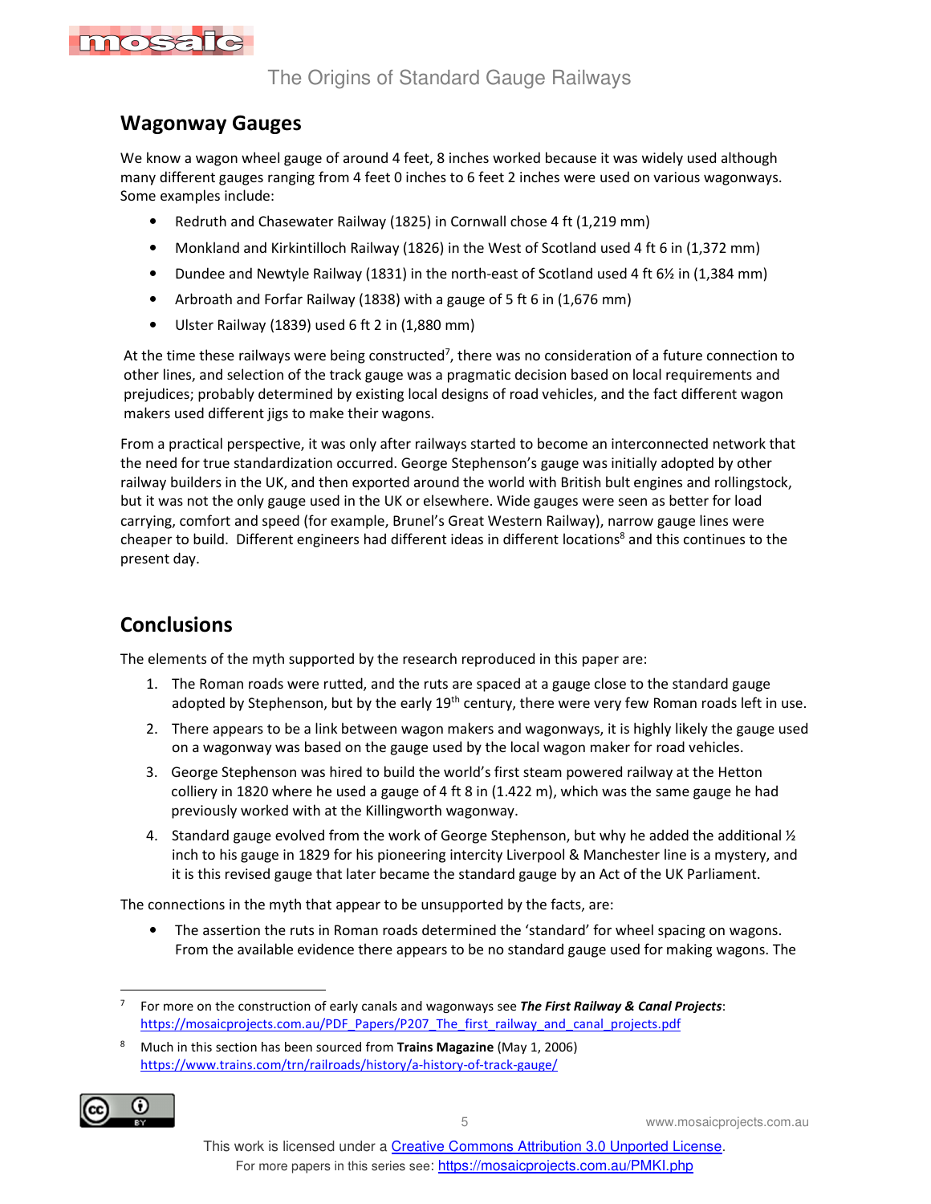## Wagonway Gauges

We know a wagon wheel gauge of around 4 feet, 8 inches worked because it was widely used although many different gauges ranging from 4 feet 0 inches to 6 feet 2 inches were used on various wagonways. Some examples include:

- Redruth and Chasewater Railway (1825) in Cornwall chose 4 ft (1,219 mm)
- Monkland and Kirkintilloch Railway (1826) in the West of Scotland used 4 ft 6 in (1,372 mm)
- Dundee and Newtyle Railway (1831) in the north-east of Scotland used 4 ft 6½ in (1,384 mm)
- Arbroath and Forfar Railway (1838) with a gauge of 5 ft 6 in (1,676 mm)
- Ulster Railway (1839) used 6 ft 2 in (1,880 mm)

At the time these railways were being constructed[7], there was no consideration of a future connection to other lines, and selection of the track gauge was a pragmatic decision based on local requirements and prejudices; probably determined by existing local designs of road vehicles, and the fact different wagon makers used different jigs to make their wagons.

From a practical perspective, it was only after railways started to become an interconnected network that the need for true standardization occurred. George Stephenson's gauge was initially adopted by other railway builders in the UK, and then exported around the world with British bult engines and rollingstock, but it was not the only gauge used in the UK or elsewhere. Wide gauges were seen as better for load carrying, comfort and speed (for example, Brunel's Great Western Railway), narrow gauge lines were cheaper to build. Different engineers had different ideas in different locations[8] and this continues to the present day.

## Conclusions

The elements of the myth supported by the research reproduced in this paper are:

1. The Roman roads were rutted, and the ruts are spaced at a gauge close to the standard gauge adopted by Stephenson, but by the early 19th century, there were very few Roman roads left in use.
2. There appears to be a link between wagon makers and wagonways, it is highly likely the gauge used on a wagonway was based on the gauge used by the local wagon maker for road vehicles.
3. George Stephenson was hired to build the world's first steam powered railway at the Hetton colliery in 1820 where he used a gauge of 4 ft 8 in (1.422 m), which was the same gauge he had previously worked with at the Killingworth wagonway.
4. Standard gauge evolved from the work of George Stephenson, but why he added the additional ½ inch to his gauge in 1829 for his pioneering intercity Liverpool & Manchester line is a mystery, and it is this revised gauge that later became the standard gauge by an Act of the UK Parliament.

The connections in the myth that appear to be unsupported by the facts, are:

- The assertion the ruts in Roman roads determined the 'standard' for wheel spacing on wagons. From the available evidence there appears to be no standard gauge used for making wagons. The

---

[7] For more on the construction of early canals and wagonways see ***The First Railway & Canal Projects***: https://mosaicprojects.com.au/PDF_Papers/P207_The_first_railway_and_canal_projects.pdf

[8] Much in this section has been sourced from **Trains Magazine** (May 1, 2006) https://www.trains.com/trn/railroads/history/a-history-of-track-gauge/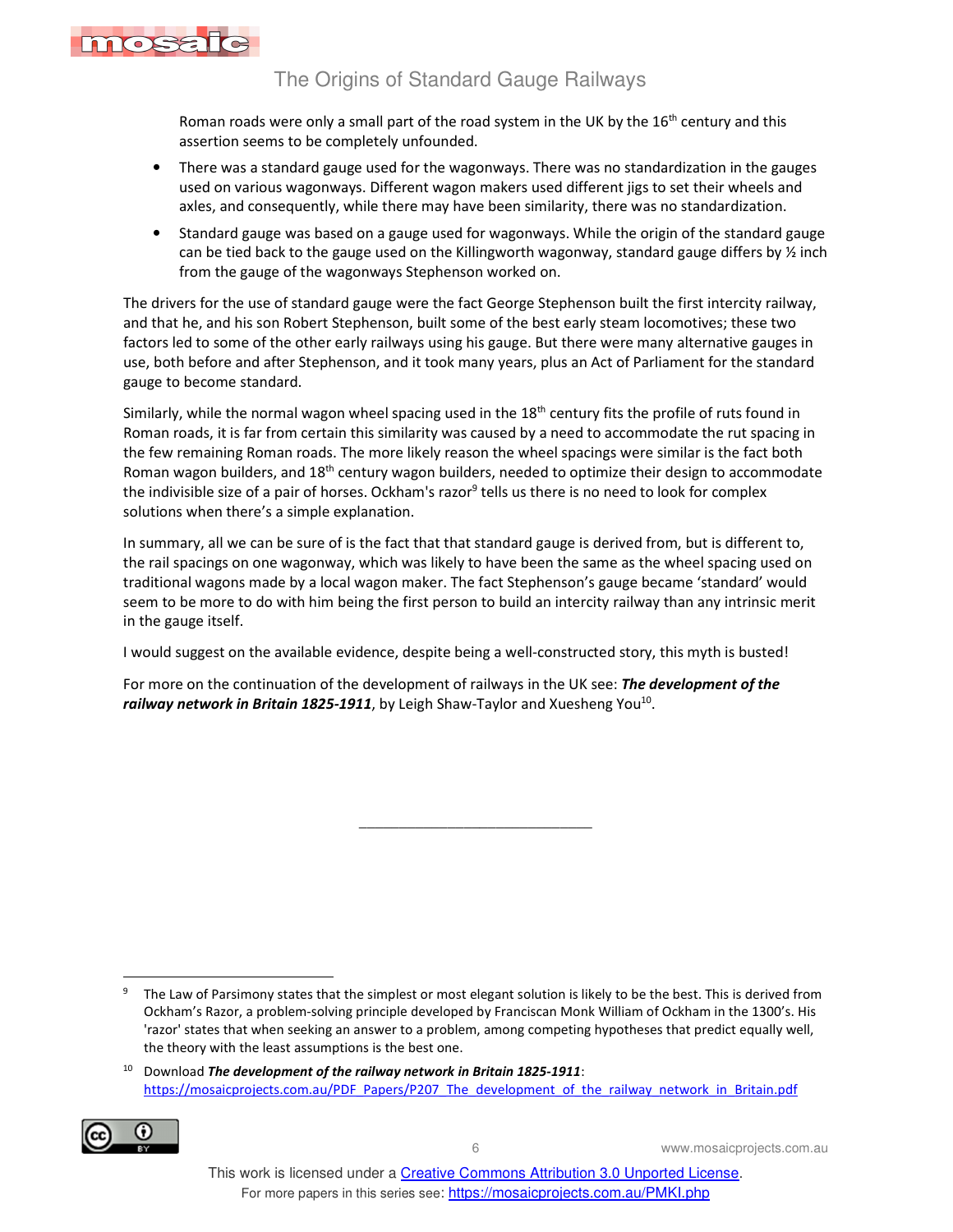Roman roads were only a small part of the road system in the UK by the 16th century and this assertion seems to be completely unfounded.

- There was a standard gauge used for the wagonways. There was no standardization in the gauges used on various wagonways. Different wagon makers used different jigs to set their wheels and axles, and consequently, while there may have been similarity, there was no standardization.
- Standard gauge was based on a gauge used for wagonways. While the origin of the standard gauge can be tied back to the gauge used on the Killingworth wagonway, standard gauge differs by ½ inch from the gauge of the wagonways Stephenson worked on.

The drivers for the use of standard gauge were the fact George Stephenson built the first intercity railway, and that he, and his son Robert Stephenson, built some of the best early steam locomotives; these two factors led to some of the other early railways using his gauge. But there were many alternative gauges in use, both before and after Stephenson, and it took many years, plus an Act of Parliament for the standard gauge to become standard.

Similarly, while the normal wagon wheel spacing used in the 18th century fits the profile of ruts found in Roman roads, it is far from certain this similarity was caused by a need to accommodate the rut spacing in the few remaining Roman roads. The more likely reason the wheel spacings were similar is the fact both Roman wagon builders, and 18th century wagon builders, needed to optimize their design to accommodate the indivisible size of a pair of horses. Ockham's razor[9] tells us there is no need to look for complex solutions when there's a simple explanation.

In summary, all we can be sure of is the fact that that standard gauge is derived from, but is different to, the rail spacings on one wagonway, which was likely to have been the same as the wheel spacing used on traditional wagons made by a local wagon maker. The fact Stephenson's gauge became 'standard' would seem to be more to do with him being the first person to build an intercity railway than any intrinsic merit in the gauge itself.

I would suggest on the available evidence, despite being a well-constructed story, this myth is busted!

For more on the continuation of the development of railways in the UK see: ***The development of the railway network in Britain 1825-1911***, by Leigh Shaw-Taylor and Xuesheng You[10].

---

[9] The Law of Parsimony states that the simplest or most elegant solution is likely to be the best. This is derived from Ockham's Razor, a problem-solving principle developed by Franciscan Monk William of Ockham in the 1300's. His 'razor' states that when seeking an answer to a problem, among competing hypotheses that predict equally well, the theory with the least assumptions is the best one.

[10] Download ***The development of the railway network in Britain 1825-1911***: https://mosaicprojects.com.au/PDF_Papers/P207_The_development_of_the_railway_network_in_Britain.pdf

This work is licensed under a Creative Commons Attribution 3.0 Unported License.
For more papers in this series see: https://mosaicprojects.com.au/PMKI.php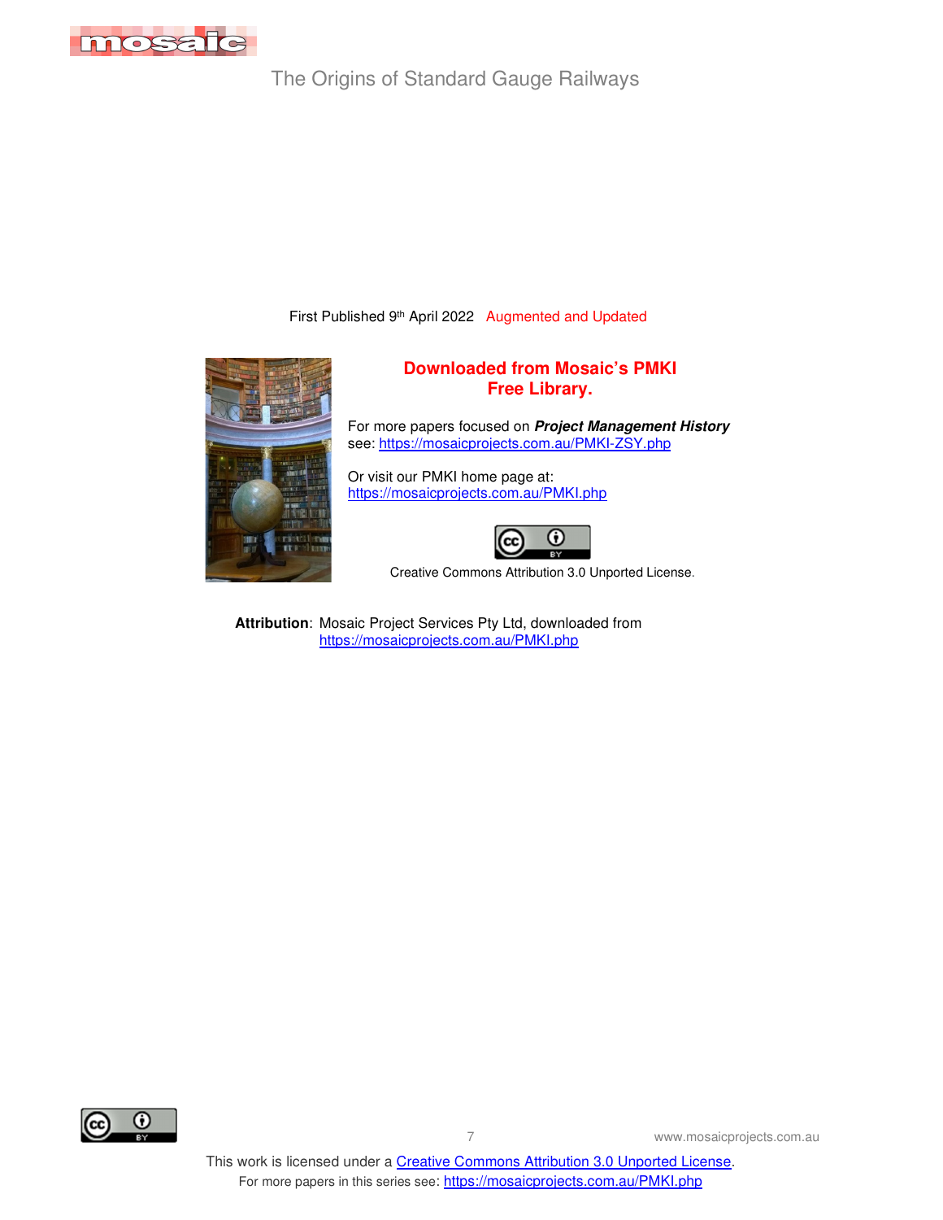First Published 9th April 2022 Augmented and Updated

**Downloaded from Mosaic's PMKI Free Library.**

For more papers focused on ***Project Management History*** see: https://mosaicprojects.com.au/PMKI-ZSY.php

Or visit our PMKI home page at: https://mosaicprojects.com.au/PMKI.php

Creative Commons Attribution 3.0 Unported License.

**Attribution**: Mosaic Project Services Pty Ltd, downloaded from https://mosaicprojects.com.au/PMKI.php